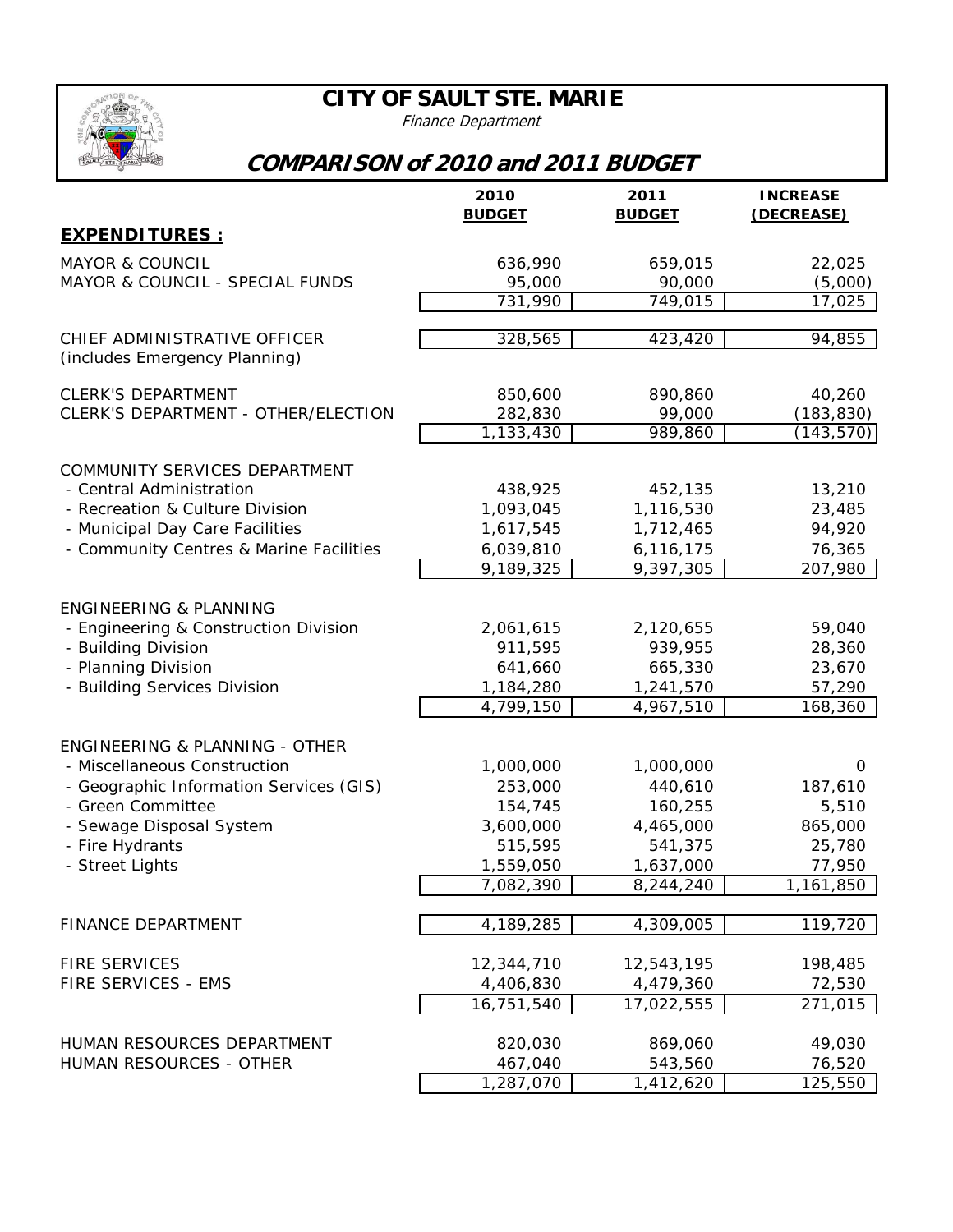# CITY OF SAULT STE. MARIE

*Finance Department*

## COMPARISON of 2010 and 2011 BUDGET

| | 2010 BUDGET | 2011 BUDGET | INCREASE (DECREASE) |
|---|---|---|---|
| **EXPENDITURES :** | | | |
| MAYOR & COUNCIL | 636,990 | 659,015 | 22,025 |
| MAYOR & COUNCIL - SPECIAL FUNDS | 95,000 | 90,000 | (5,000) |
| | 731,990 | 749,015 | 17,025 |
| CHIEF ADMINISTRATIVE OFFICER (includes Emergency Planning) | 328,565 | 423,420 | 94,855 |
| CLERK'S DEPARTMENT | 850,600 | 890,860 | 40,260 |
| CLERK'S DEPARTMENT - OTHER/ELECTION | 282,830 | 99,000 | (183,830) |
| | 1,133,430 | 989,860 | (143,570) |
| COMMUNITY SERVICES DEPARTMENT | | | |
| - Central Administration | 438,925 | 452,135 | 13,210 |
| - Recreation & Culture Division | 1,093,045 | 1,116,530 | 23,485 |
| - Municipal Day Care Facilities | 1,617,545 | 1,712,465 | 94,920 |
| - Community Centres & Marine Facilities | 6,039,810 | 6,116,175 | 76,365 |
| | 9,189,325 | 9,397,305 | 207,980 |
| ENGINEERING & PLANNING | | | |
| - Engineering & Construction Division | 2,061,615 | 2,120,655 | 59,040 |
| - Building Division | 911,595 | 939,955 | 28,360 |
| - Planning Division | 641,660 | 665,330 | 23,670 |
| - Building Services Division | 1,184,280 | 1,241,570 | 57,290 |
| | 4,799,150 | 4,967,510 | 168,360 |
| ENGINEERING & PLANNING - OTHER | | | |
| - Miscellaneous Construction | 1,000,000 | 1,000,000 | 0 |
| - Geographic Information Services (GIS) | 253,000 | 440,610 | 187,610 |
| - Green Committee | 154,745 | 160,255 | 5,510 |
| - Sewage Disposal System | 3,600,000 | 4,465,000 | 865,000 |
| - Fire Hydrants | 515,595 | 541,375 | 25,780 |
| - Street Lights | 1,559,050 | 1,637,000 | 77,950 |
| | 7,082,390 | 8,244,240 | 1,161,850 |
| FINANCE DEPARTMENT | 4,189,285 | 4,309,005 | 119,720 |
| FIRE SERVICES | 12,344,710 | 12,543,195 | 198,485 |
| FIRE SERVICES - EMS | 4,406,830 | 4,479,360 | 72,530 |
| | 16,751,540 | 17,022,555 | 271,015 |
| HUMAN RESOURCES DEPARTMENT | 820,030 | 869,060 | 49,030 |
| HUMAN RESOURCES - OTHER | 467,040 | 543,560 | 76,520 |
| | 1,287,070 | 1,412,620 | 125,550 |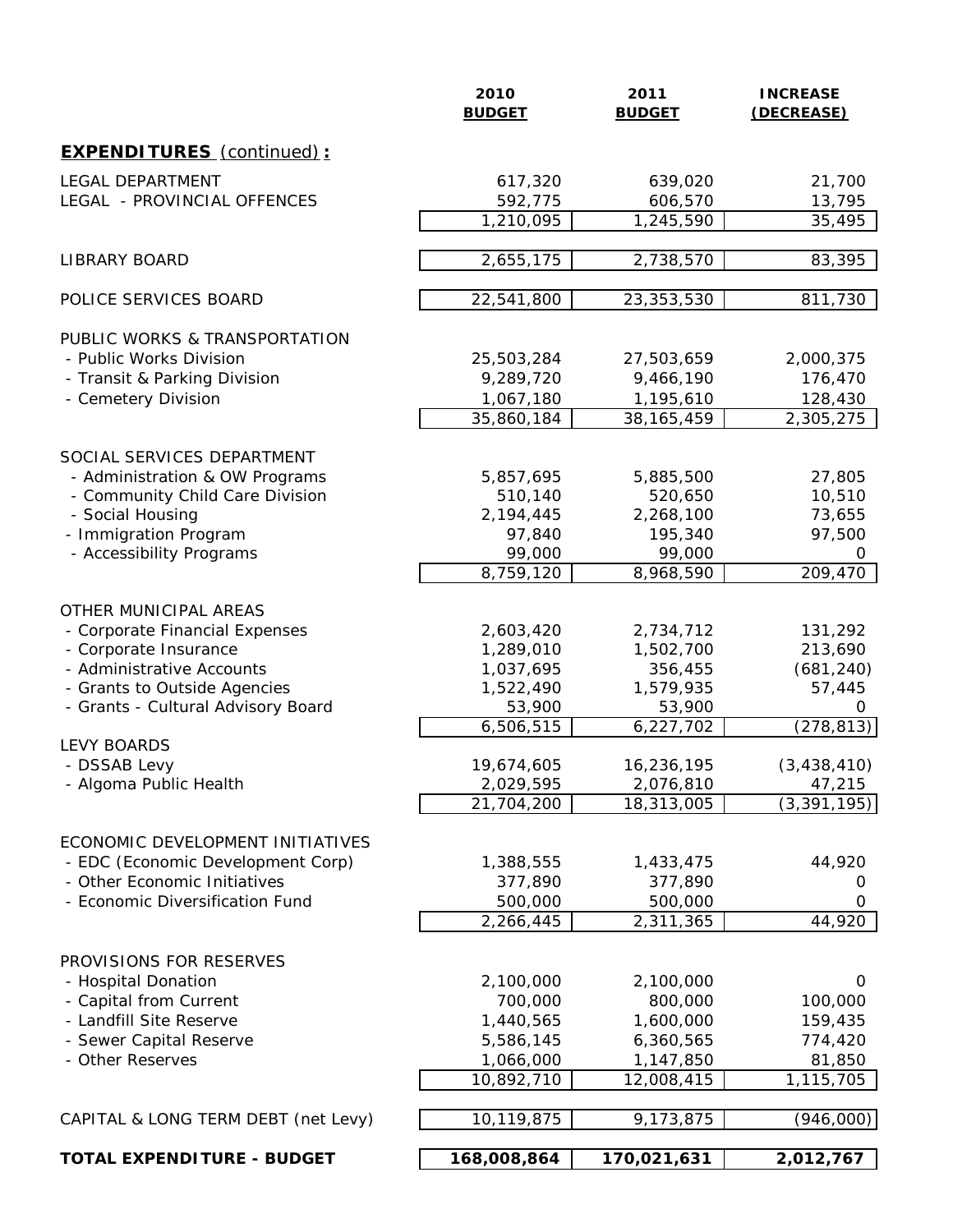| | 2010 BUDGET | 2011 BUDGET | INCREASE (DECREASE) |
|---|---|---|---|
| **EXPENDITURES** (continued) **:** | | | |
| LEGAL DEPARTMENT | 617,320 | 639,020 | 21,700 |
| LEGAL - PROVINCIAL OFFENCES | 592,775 | 606,570 | 13,795 |
| | 1,210,095 | 1,245,590 | 35,495 |
| LIBRARY BOARD | 2,655,175 | 2,738,570 | 83,395 |
| POLICE SERVICES BOARD | 22,541,800 | 23,353,530 | 811,730 |
| PUBLIC WORKS & TRANSPORTATION | | | |
| - Public Works Division | 25,503,284 | 27,503,659 | 2,000,375 |
| - Transit & Parking Division | 9,289,720 | 9,466,190 | 176,470 |
| - Cemetery Division | 1,067,180 | 1,195,610 | 128,430 |
| | 35,860,184 | 38,165,459 | 2,305,275 |
| SOCIAL SERVICES DEPARTMENT | | | |
| - Administration & OW Programs | 5,857,695 | 5,885,500 | 27,805 |
| - Community Child Care Division | 510,140 | 520,650 | 10,510 |
| - Social Housing | 2,194,445 | 2,268,100 | 73,655 |
| - Immigration Program | 97,840 | 195,340 | 97,500 |
| - Accessibility Programs | 99,000 | 99,000 | 0 |
| | 8,759,120 | 8,968,590 | 209,470 |
| OTHER MUNICIPAL AREAS | | | |
| - Corporate Financial Expenses | 2,603,420 | 2,734,712 | 131,292 |
| - Corporate Insurance | 1,289,010 | 1,502,700 | 213,690 |
| - Administrative Accounts | 1,037,695 | 356,455 | (681,240) |
| - Grants to Outside Agencies | 1,522,490 | 1,579,935 | 57,445 |
| - Grants - Cultural Advisory Board | 53,900 | 53,900 | 0 |
| | 6,506,515 | 6,227,702 | (278,813) |
| LEVY BOARDS | | | |
| - DSSAB Levy | 19,674,605 | 16,236,195 | (3,438,410) |
| - Algoma Public Health | 2,029,595 | 2,076,810 | 47,215 |
| | 21,704,200 | 18,313,005 | (3,391,195) |
| ECONOMIC DEVELOPMENT INITIATIVES | | | |
| - EDC (Economic Development Corp) | 1,388,555 | 1,433,475 | 44,920 |
| - Other Economic Initiatives | 377,890 | 377,890 | 0 |
| - Economic Diversification Fund | 500,000 | 500,000 | 0 |
| | 2,266,445 | 2,311,365 | 44,920 |
| PROVISIONS FOR RESERVES | | | |
| - Hospital Donation | 2,100,000 | 2,100,000 | 0 |
| - Capital from Current | 700,000 | 800,000 | 100,000 |
| - Landfill Site Reserve | 1,440,565 | 1,600,000 | 159,435 |
| - Sewer Capital Reserve | 5,586,145 | 6,360,565 | 774,420 |
| - Other Reserves | 1,066,000 | 1,147,850 | 81,850 |
| | 10,892,710 | 12,008,415 | 1,115,705 |
| CAPITAL & LONG TERM DEBT (net Levy) | 10,119,875 | 9,173,875 | (946,000) |
| **TOTAL EXPENDITURE - BUDGET** | **168,008,864** | **170,021,631** | **2,012,767** |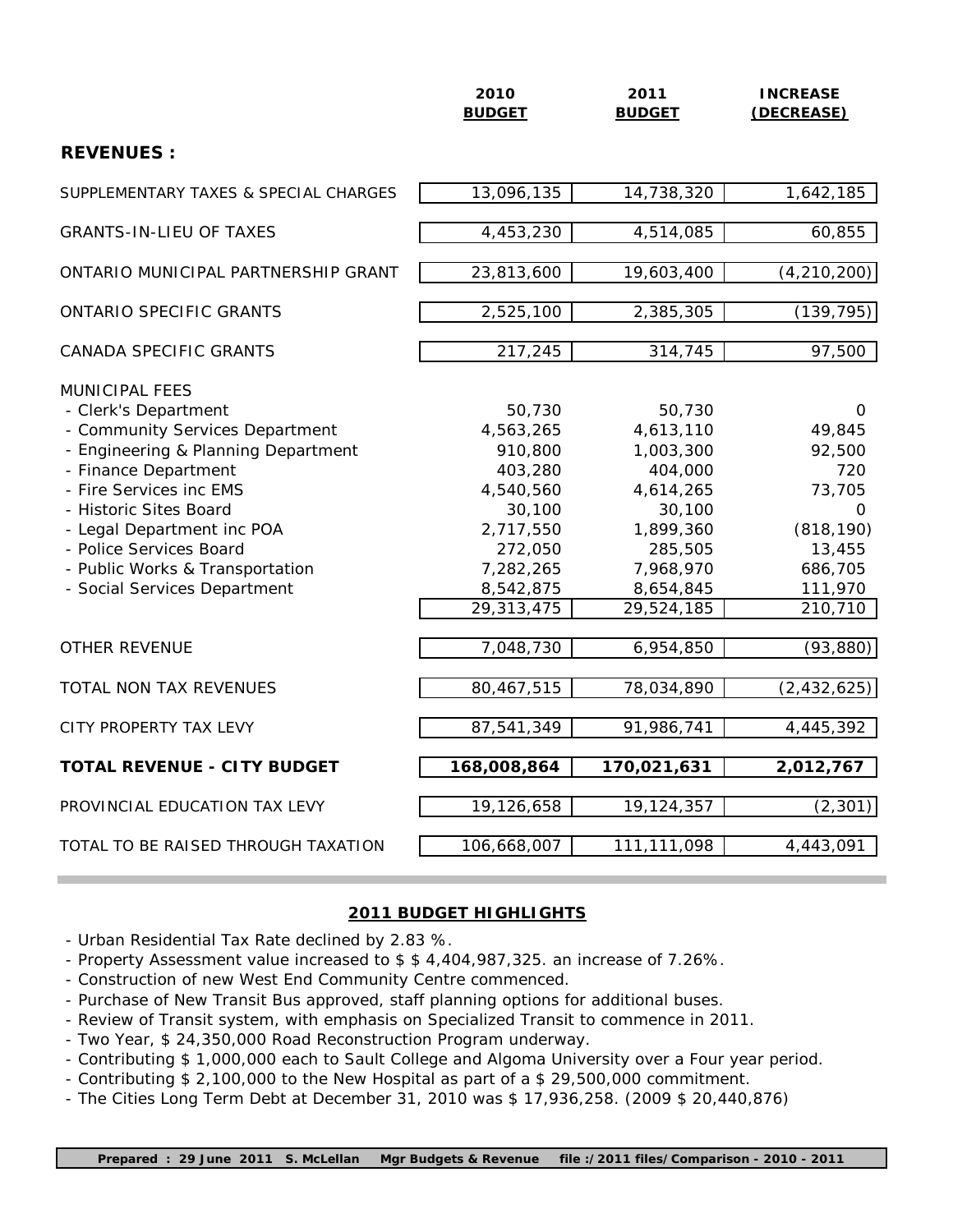| | 2010 BUDGET | 2011 BUDGET | INCREASE (DECREASE) |
|---|---|---|---|
| **REVENUES :** | | | |
| SUPPLEMENTARY TAXES & SPECIAL CHARGES | 13,096,135 | 14,738,320 | 1,642,185 |
| GRANTS-IN-LIEU OF TAXES | 4,453,230 | 4,514,085 | 60,855 |
| ONTARIO MUNICIPAL PARTNERSHIP GRANT | 23,813,600 | 19,603,400 | (4,210,200) |
| ONTARIO SPECIFIC GRANTS | 2,525,100 | 2,385,305 | (139,795) |
| CANADA SPECIFIC GRANTS | 217,245 | 314,745 | 97,500 |
| MUNICIPAL FEES | | | |
| - Clerk's Department | 50,730 | 50,730 | 0 |
| - Community Services Department | 4,563,265 | 4,613,110 | 49,845 |
| - Engineering & Planning Department | 910,800 | 1,003,300 | 92,500 |
| - Finance Department | 403,280 | 404,000 | 720 |
| - Fire Services inc EMS | 4,540,560 | 4,614,265 | 73,705 |
| - Historic Sites Board | 30,100 | 30,100 | 0 |
| - Legal Department inc POA | 2,717,550 | 1,899,360 | (818,190) |
| - Police Services Board | 272,050 | 285,505 | 13,455 |
| - Public Works & Transportation | 7,282,265 | 7,968,970 | 686,705 |
| - Social Services Department | 8,542,875 | 8,654,845 | 111,970 |
| | 29,313,475 | 29,524,185 | 210,710 |
| OTHER REVENUE | 7,048,730 | 6,954,850 | (93,880) |
| TOTAL NON TAX REVENUES | 80,467,515 | 78,034,890 | (2,432,625) |
| CITY PROPERTY TAX LEVY | 87,541,349 | 91,986,741 | 4,445,392 |
| **TOTAL REVENUE - CITY BUDGET** | **168,008,864** | **170,021,631** | **2,012,767** |
| PROVINCIAL EDUCATION TAX LEVY | 19,126,658 | 19,124,357 | (2,301) |
| TOTAL TO BE RAISED THROUGH TAXATION | 106,668,007 | 111,111,098 | 4,443,091 |

## 2011 BUDGET HIGHLIGHTS

- Urban Residential Tax Rate declined by 2.83 %.
- Property Assessment value increased to $ $ 4,404,987,325. an increase of 7.26%.
- Construction of new West End Community Centre commenced.
- Purchase of New Transit Bus approved, staff planning options for additional buses.
- Review of Transit system, with emphasis on Specialized Transit to commence in 2011.
- Two Year, $ 24,350,000 Road Reconstruction Program underway.
- Contributing $ 1,000,000 each to Sault College and Algoma University over a Four year period.
- Contributing $ 2,100,000 to the New Hospital as part of a $ 29,500,000 commitment.
- The Cities Long Term Debt at December 31, 2010 was $ 17,936,258. (2009 $ 20,440,876)

**Prepared : 29 June 2011 S. McLellan Mgr Budgets & Revenue file :/2011 files/Comparison - 2010 - 2011**